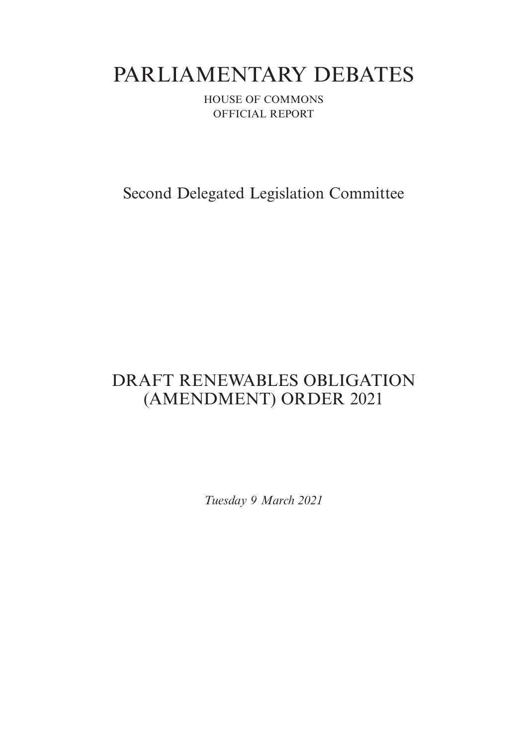# PARLIAMENTARY DEBATES

HOUSE OF COMMONS
OFFICIAL REPORT

## Second Delegated Legislation Committee

## DRAFT RENEWABLES OBLIGATION (AMENDMENT) ORDER 2021

*Tuesday 9 March 2021*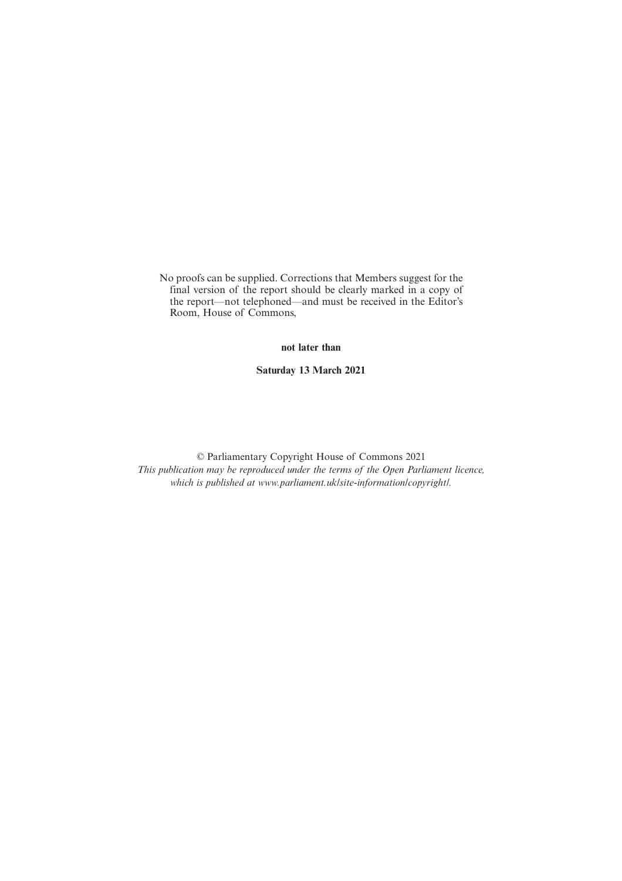No proofs can be supplied. Corrections that Members suggest for the final version of the report should be clearly marked in a copy of the report—not telephoned—and must be received in the Editor's Room, House of Commons,

**not later than**

**Saturday 13 March 2021**

© Parliamentary Copyright House of Commons 2021

*This publication may be reproduced under the terms of the Open Parliament licence, which is published at www.parliament.uk/site-information/copyright/.*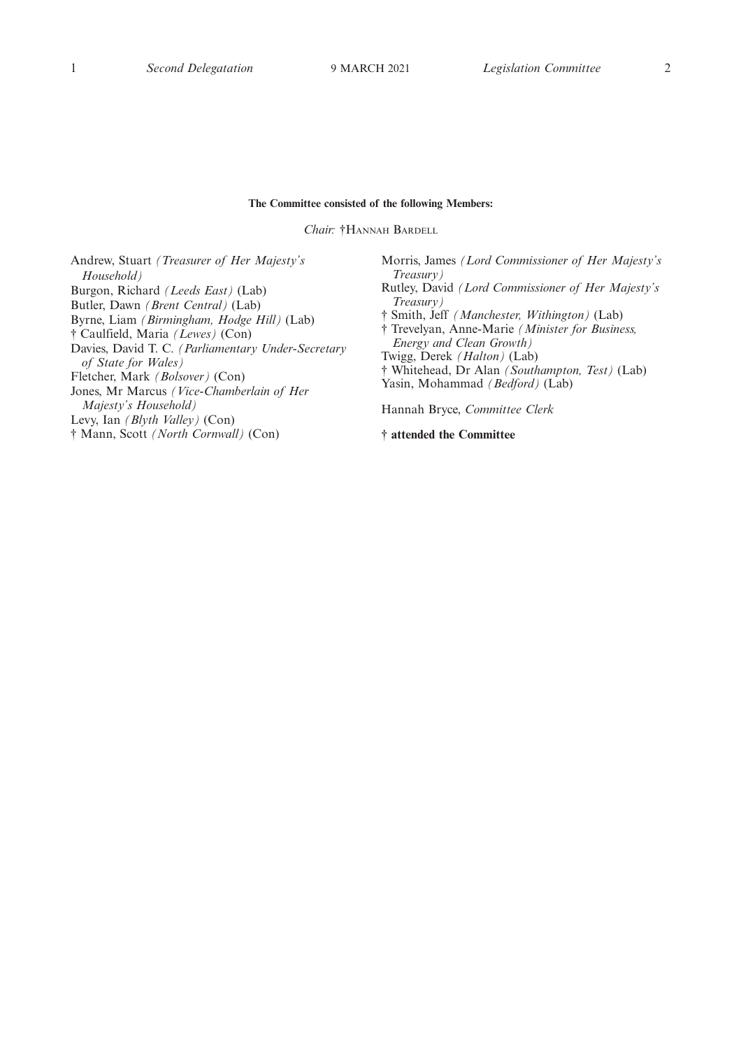**The Committee consisted of the following Members:**

*Chair:* †Hannah Bardell

Andrew, Stuart *(Treasurer of Her Majesty's Household)*
Burgon, Richard *(Leeds East)* (Lab)
Butler, Dawn *(Brent Central)* (Lab)
Byrne, Liam *(Birmingham, Hodge Hill)* (Lab)
† Caulfield, Maria *(Lewes)* (Con)
Davies, David T. C. *(Parliamentary Under-Secretary of State for Wales)*
Fletcher, Mark *(Bolsover)* (Con)
Jones, Mr Marcus *(Vice-Chamberlain of Her Majesty's Household)*
Levy, Ian *(Blyth Valley)* (Con)
† Mann, Scott *(North Cornwall)* (Con)
Morris, James *(Lord Commissioner of Her Majesty's Treasury)*
Rutley, David *(Lord Commissioner of Her Majesty's Treasury)*
† Smith, Jeff *(Manchester, Withington)* (Lab)
† Trevelyan, Anne-Marie *(Minister for Business, Energy and Clean Growth)*
Twigg, Derek *(Halton)* (Lab)
† Whitehead, Dr Alan *(Southampton, Test)* (Lab)
Yasin, Mohammad *(Bedford)* (Lab)

Hannah Bryce, *Committee Clerk*

**† attended the Committee**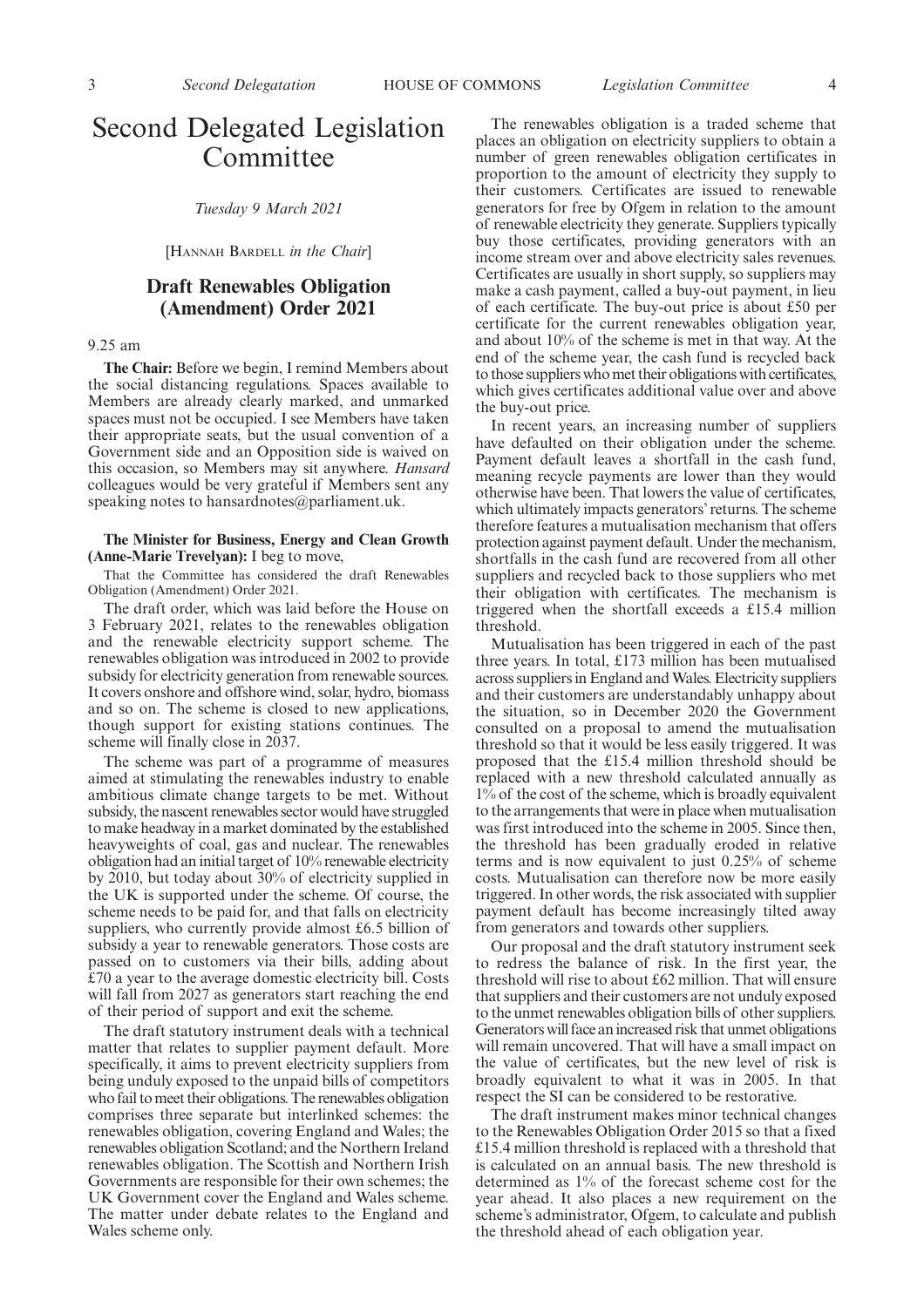# Second Delegated Legislation Committee

*Tuesday 9 March 2021*

[Hannah Bardell *in the Chair*]

## Draft Renewables Obligation (Amendment) Order 2021

9.25 am

**The Chair:** Before we begin, I remind Members about the social distancing regulations. Spaces available to Members are already clearly marked, and unmarked spaces must not be occupied. I see Members have taken their appropriate seats, but the usual convention of a Government side and an Opposition side is waived on this occasion, so Members may sit anywhere. *Hansard* colleagues would be very grateful if Members sent any speaking notes to hansardnotes@parliament.uk.

**The Minister for Business, Energy and Clean Growth (Anne-Marie Trevelyan):** I beg to move,

That the Committee has considered the draft Renewables Obligation (Amendment) Order 2021.

The draft order, which was laid before the House on 3 February 2021, relates to the renewables obligation and the renewable electricity support scheme. The renewables obligation was introduced in 2002 to provide subsidy for electricity generation from renewable sources. It covers onshore and offshore wind, solar, hydro, biomass and so on. The scheme is closed to new applications, though support for existing stations continues. The scheme will finally close in 2037.

The scheme was part of a programme of measures aimed at stimulating the renewables industry to enable ambitious climate change targets to be met. Without subsidy, the nascent renewables sector would have struggled to make headway in a market dominated by the established heavyweights of coal, gas and nuclear. The renewables obligation had an initial target of 10% renewable electricity by 2010, but today about 30% of electricity supplied in the UK is supported under the scheme. Of course, the scheme needs to be paid for, and that falls on electricity suppliers, who currently provide almost £6.5 billion of subsidy a year to renewable generators. Those costs are passed on to customers via their bills, adding about £70 a year to the average domestic electricity bill. Costs will fall from 2027 as generators start reaching the end of their period of support and exit the scheme.

The draft statutory instrument deals with a technical matter that relates to supplier payment default. More specifically, it aims to prevent electricity suppliers from being unduly exposed to the unpaid bills of competitors who fail to meet their obligations. The renewables obligation comprises three separate but interlinked schemes: the renewables obligation, covering England and Wales; the renewables obligation Scotland; and the Northern Ireland renewables obligation. The Scottish and Northern Irish Governments are responsible for their own schemes; the UK Government cover the England and Wales scheme. The matter under debate relates to the England and Wales scheme only.

The renewables obligation is a traded scheme that places an obligation on electricity suppliers to obtain a number of green renewables obligation certificates in proportion to the amount of electricity they supply to their customers. Certificates are issued to renewable generators for free by Ofgem in relation to the amount of renewable electricity they generate. Suppliers typically buy those certificates, providing generators with an income stream over and above electricity sales revenues. Certificates are usually in short supply, so suppliers may make a cash payment, called a buy-out payment, in lieu of each certificate. The buy-out price is about £50 per certificate for the current renewables obligation year, and about 10% of the scheme is met in that way. At the end of the scheme year, the cash fund is recycled back to those suppliers who met their obligations with certificates, which gives certificates additional value over and above the buy-out price.

In recent years, an increasing number of suppliers have defaulted on their obligation under the scheme. Payment default leaves a shortfall in the cash fund, meaning recycle payments are lower than they would otherwise have been. That lowers the value of certificates, which ultimately impacts generators' returns. The scheme therefore features a mutualisation mechanism that offers protection against payment default. Under the mechanism, shortfalls in the cash fund are recovered from all other suppliers and recycled back to those suppliers who met their obligation with certificates. The mechanism is triggered when the shortfall exceeds a £15.4 million threshold.

Mutualisation has been triggered in each of the past three years. In total, £173 million has been mutualised across suppliers in England and Wales. Electricity suppliers and their customers are understandably unhappy about the situation, so in December 2020 the Government consulted on a proposal to amend the mutualisation threshold so that it would be less easily triggered. It was proposed that the £15.4 million threshold should be replaced with a new threshold calculated annually as 1% of the cost of the scheme, which is broadly equivalent to the arrangements that were in place when mutualisation was first introduced into the scheme in 2005. Since then, the threshold has been gradually eroded in relative terms and is now equivalent to just 0.25% of scheme costs. Mutualisation can therefore now be more easily triggered. In other words, the risk associated with supplier payment default has become increasingly tilted away from generators and towards other suppliers.

Our proposal and the draft statutory instrument seek to redress the balance of risk. In the first year, the threshold will rise to about £62 million. That will ensure that suppliers and their customers are not unduly exposed to the unmet renewables obligation bills of other suppliers. Generators will face an increased risk that unmet obligations will remain uncovered. That will have a small impact on the value of certificates, but the new level of risk is broadly equivalent to what it was in 2005. In that respect the SI can be considered to be restorative.

The draft instrument makes minor technical changes to the Renewables Obligation Order 2015 so that a fixed £15.4 million threshold is replaced with a threshold that is calculated on an annual basis. The new threshold is determined as 1% of the forecast scheme cost for the year ahead. It also places a new requirement on the scheme's administrator, Ofgem, to calculate and publish the threshold ahead of each obligation year.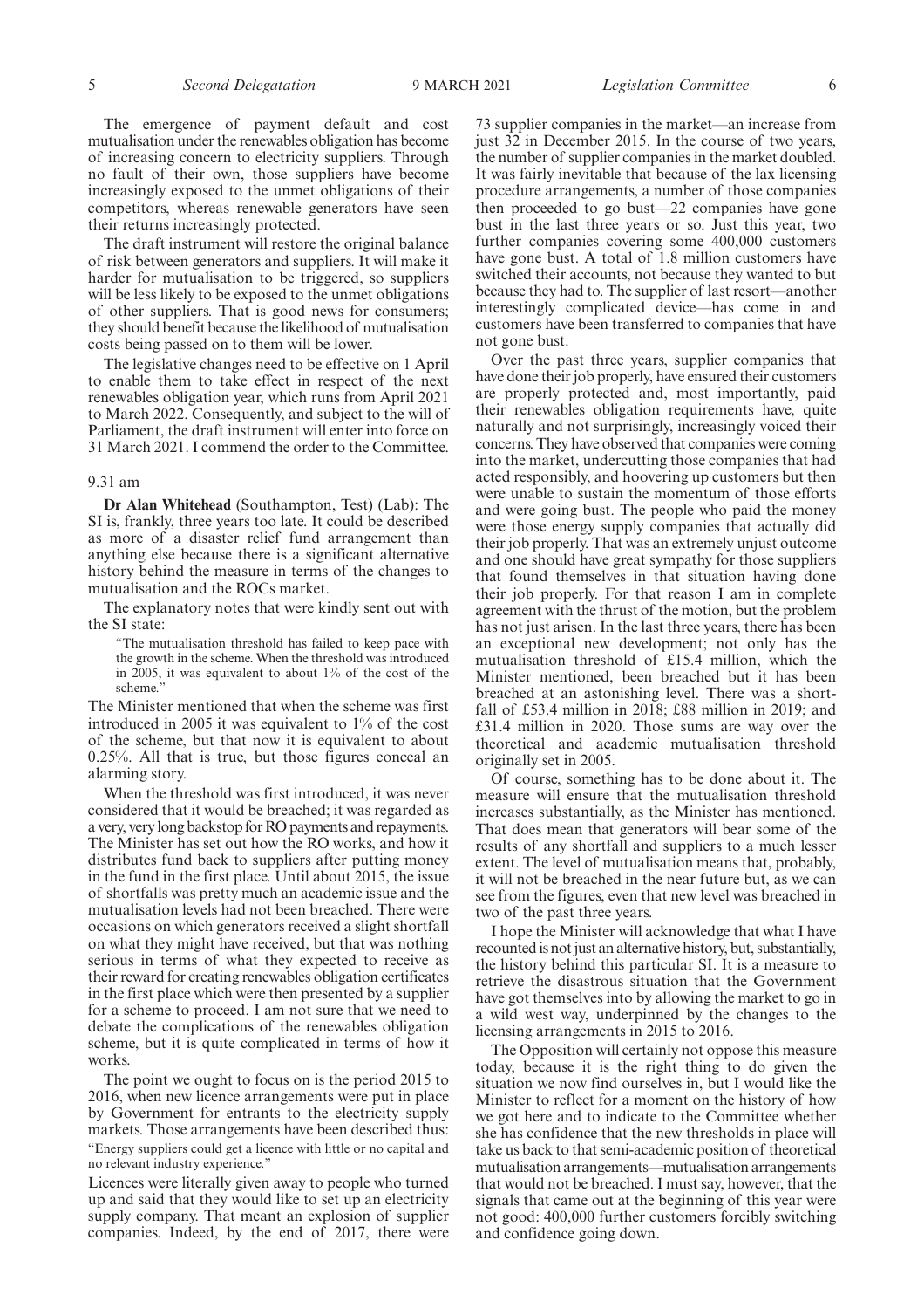The emergence of payment default and cost mutualisation under the renewables obligation has become of increasing concern to electricity suppliers. Through no fault of their own, those suppliers have become increasingly exposed to the unmet obligations of their competitors, whereas renewable generators have seen their returns increasingly protected.

The draft instrument will restore the original balance of risk between generators and suppliers. It will make it harder for mutualisation to be triggered, so suppliers will be less likely to be exposed to the unmet obligations of other suppliers. That is good news for consumers; they should benefit because the likelihood of mutualisation costs being passed on to them will be lower.

The legislative changes need to be effective on 1 April to enable them to take effect in respect of the next renewables obligation year, which runs from April 2021 to March 2022. Consequently, and subject to the will of Parliament, the draft instrument will enter into force on 31 March 2021. I commend the order to the Committee.

9.31 am

**Dr Alan Whitehead** (Southampton, Test) (Lab): The SI is, frankly, three years too late. It could be described as more of a disaster relief fund arrangement than anything else because there is a significant alternative history behind the measure in terms of the changes to mutualisation and the ROCs market.

The explanatory notes that were kindly sent out with the SI state:

> "The mutualisation threshold has failed to keep pace with the growth in the scheme. When the threshold was introduced in 2005, it was equivalent to about 1% of the cost of the scheme."

The Minister mentioned that when the scheme was first introduced in 2005 it was equivalent to 1% of the cost of the scheme, but that now it is equivalent to about 0.25%. All that is true, but those figures conceal an alarming story.

When the threshold was first introduced, it was never considered that it would be breached; it was regarded as a very, very long backstop for RO payments and repayments. The Minister has set out how the RO works, and how it distributes fund back to suppliers after putting money in the fund in the first place. Until about 2015, the issue of shortfalls was pretty much an academic issue and the mutualisation levels had not been breached. There were occasions on which generators received a slight shortfall on what they might have received, but that was nothing serious in terms of what they expected to receive as their reward for creating renewables obligation certificates in the first place which were then presented by a supplier for a scheme to proceed. I am not sure that we need to debate the complications of the renewables obligation scheme, but it is quite complicated in terms of how it works.

The point we ought to focus on is the period 2015 to 2016, when new licence arrangements were put in place by Government for entrants to the electricity supply markets. Those arrangements have been described thus:

> "Energy suppliers could get a licence with little or no capital and no relevant industry experience."

Licences were literally given away to people who turned up and said that they would like to set up an electricity supply company. That meant an explosion of supplier companies. Indeed, by the end of 2017, there were 73 supplier companies in the market—an increase from just 32 in December 2015. In the course of two years, the number of supplier companies in the market doubled. It was fairly inevitable that because of the lax licensing procedure arrangements, a number of those companies then proceeded to go bust—22 companies have gone bust in the last three years or so. Just this year, two further companies covering some 400,000 customers have gone bust. A total of 1.8 million customers have switched their accounts, not because they wanted to but because they had to. The supplier of last resort—another interestingly complicated device—has come in and customers have been transferred to companies that have not gone bust.

Over the past three years, supplier companies that have done their job properly, have ensured their customers are properly protected and, most importantly, paid their renewables obligation requirements have, quite naturally and not surprisingly, increasingly voiced their concerns. They have observed that companies were coming into the market, undercutting those companies that had acted responsibly, and hoovering up customers but then were unable to sustain the momentum of those efforts and were going bust. The people who paid the money were those energy supply companies that actually did their job properly. That was an extremely unjust outcome and one should have great sympathy for those suppliers that found themselves in that situation having done their job properly. For that reason I am in complete agreement with the thrust of the motion, but the problem has not just arisen. In the last three years, there has been an exceptional new development; not only has the mutualisation threshold of £15.4 million, which the Minister mentioned, been breached but it has been breached at an astonishing level. There was a shortfall of £53.4 million in 2018; £88 million in 2019; and £31.4 million in 2020. Those sums are way over the theoretical and academic mutualisation threshold originally set in 2005.

Of course, something has to be done about it. The measure will ensure that the mutualisation threshold increases substantially, as the Minister has mentioned. That does mean that generators will bear some of the results of any shortfall and suppliers to a much lesser extent. The level of mutualisation means that, probably, it will not be breached in the near future but, as we can see from the figures, even that new level was breached in two of the past three years.

I hope the Minister will acknowledge that what I have recounted is not just an alternative history, but, substantially, the history behind this particular SI. It is a measure to retrieve the disastrous situation that the Government have got themselves into by allowing the market to go in a wild west way, underpinned by the changes to the licensing arrangements in 2015 to 2016.

The Opposition will certainly not oppose this measure today, because it is the right thing to do given the situation we now find ourselves in, but I would like the Minister to reflect for a moment on the history of how we got here and to indicate to the Committee whether she has confidence that the new thresholds in place will take us back to that semi-academic position of theoretical mutualisation arrangements—mutualisation arrangements that would not be breached. I must say, however, that the signals that came out at the beginning of this year were not good: 400,000 further customers forcibly switching and confidence going down.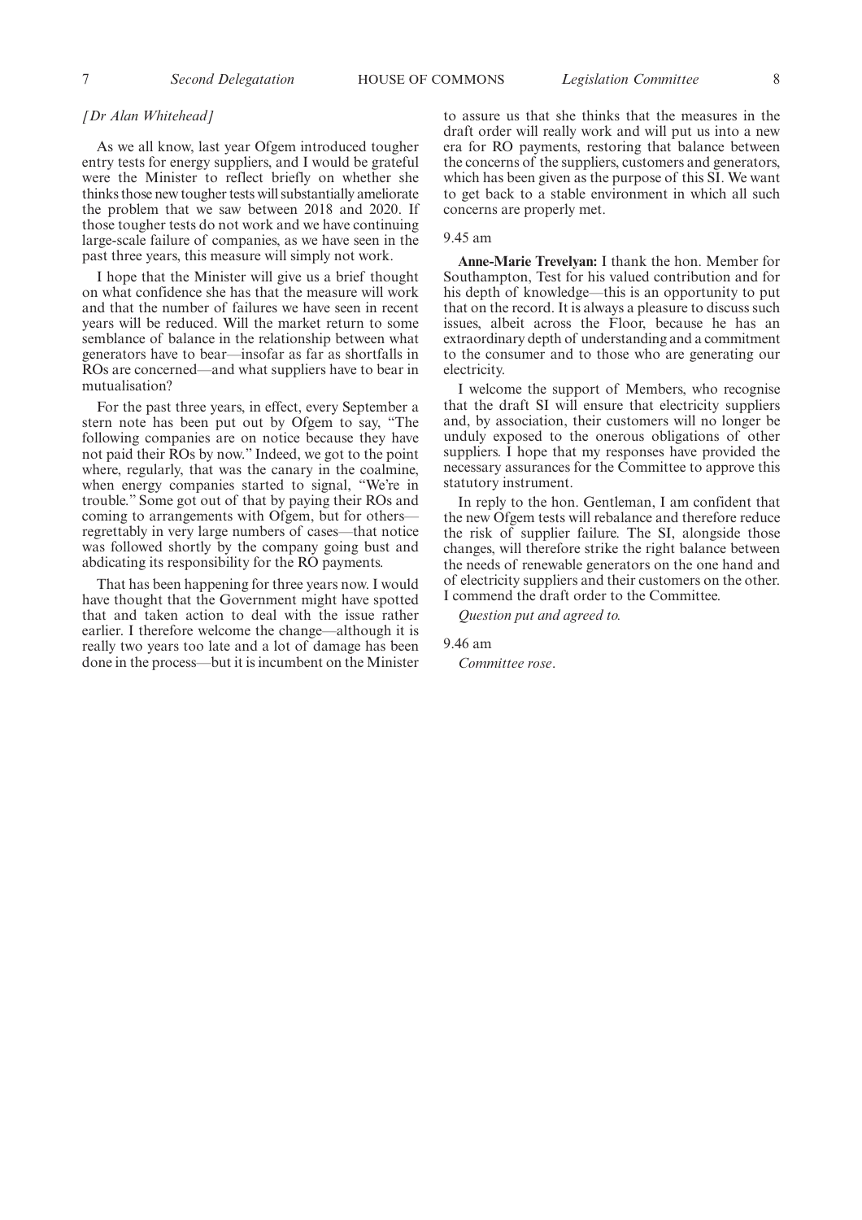*[Dr Alan Whitehead]*

As we all know, last year Ofgem introduced tougher entry tests for energy suppliers, and I would be grateful were the Minister to reflect briefly on whether she thinks those new tougher tests will substantially ameliorate the problem that we saw between 2018 and 2020. If those tougher tests do not work and we have continuing large-scale failure of companies, as we have seen in the past three years, this measure will simply not work.

I hope that the Minister will give us a brief thought on what confidence she has that the measure will work and that the number of failures we have seen in recent years will be reduced. Will the market return to some semblance of balance in the relationship between what generators have to bear—insofar as far as shortfalls in ROs are concerned—and what suppliers have to bear in mutualisation?

For the past three years, in effect, every September a stern note has been put out by Ofgem to say, "The following companies are on notice because they have not paid their ROs by now." Indeed, we got to the point where, regularly, that was the canary in the coalmine, when energy companies started to signal, "We're in trouble." Some got out of that by paying their ROs and coming to arrangements with Ofgem, but for others—regrettably in very large numbers of cases—that notice was followed shortly by the company going bust and abdicating its responsibility for the RO payments.

That has been happening for three years now. I would have thought that the Government might have spotted that and taken action to deal with the issue rather earlier. I therefore welcome the change—although it is really two years too late and a lot of damage has been done in the process—but it is incumbent on the Minister to assure us that she thinks that the measures in the draft order will really work and will put us into a new era for RO payments, restoring that balance between the concerns of the suppliers, customers and generators, which has been given as the purpose of this SI. We want to get back to a stable environment in which all such concerns are properly met.

9.45 am

**Anne-Marie Trevelyan:** I thank the hon. Member for Southampton, Test for his valued contribution and for his depth of knowledge—this is an opportunity to put that on the record. It is always a pleasure to discuss such issues, albeit across the Floor, because he has an extraordinary depth of understanding and a commitment to the consumer and to those who are generating our electricity.

I welcome the support of Members, who recognise that the draft SI will ensure that electricity suppliers and, by association, their customers will no longer be unduly exposed to the onerous obligations of other suppliers. I hope that my responses have provided the necessary assurances for the Committee to approve this statutory instrument.

In reply to the hon. Gentleman, I am confident that the new Ofgem tests will rebalance and therefore reduce the risk of supplier failure. The SI, alongside those changes, will therefore strike the right balance between the needs of renewable generators on the one hand and of electricity suppliers and their customers on the other. I commend the draft order to the Committee.

*Question put and agreed to.*

9.46 am

*Committee rose.*